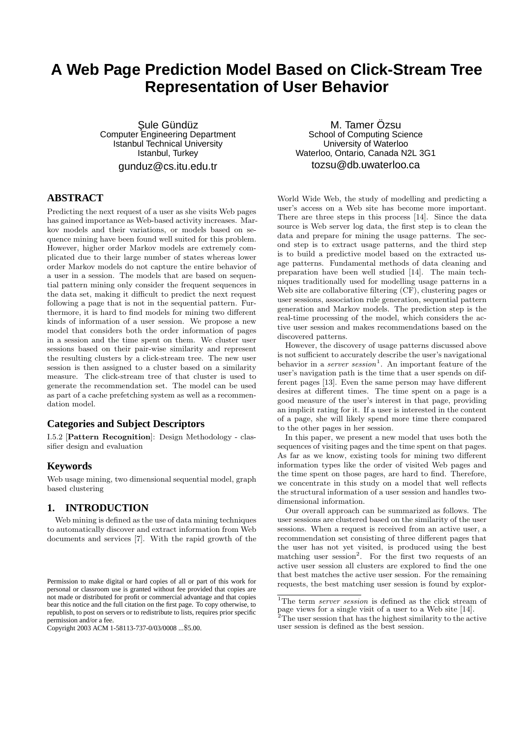# A Web Page Prediction Model Based on Click-Stream Tree Representation of User Behavior

Şule Gündüz
Computer Engineering Department
Istanbul Technical University
Istanbul, Turkey
gunduz@cs.itu.edu.tr

M. Tamer Özsu
School of Computing Science
University of Waterloo
Waterloo, Ontario, Canada N2L 3G1
tozsu@db.uwaterloo.ca

## ABSTRACT

Predicting the next request of a user as she visits Web pages has gained importance as Web-based activity increases. Markov models and their variations, or models based on sequence mining have been found well suited for this problem. However, higher order Markov models are extremely complicated due to their large number of states whereas lower order Markov models do not capture the entire behavior of a user in a session. The models that are based on sequential pattern mining only consider the frequent sequences in the data set, making it difficult to predict the next request following a page that is not in the sequential pattern. Furthermore, it is hard to find models for mining two different kinds of information of a user session. We propose a new model that considers both the order information of pages in a session and the time spent on them. We cluster user sessions based on their pair-wise similarity and represent the resulting clusters by a click-stream tree. The new user session is then assigned to a cluster based on a similarity measure. The click-stream tree of that cluster is used to generate the recommendation set. The model can be used as part of a cache prefetching system as well as a recommendation model.

## Categories and Subject Descriptors

I.5.2 [**Pattern Recognition**]: Design Methodology - classifier design and evaluation

## Keywords

Web usage mining, two dimensional sequential model, graph based clustering

## 1. INTRODUCTION

Web mining is defined as the use of data mining techniques to automatically discover and extract information from Web documents and services [7]. With the rapid growth of the World Wide Web, the study of modelling and predicting a user's access on a Web site has become more important. There are three steps in this process [14]. Since the data source is Web server log data, the first step is to clean the data and prepare for mining the usage patterns. The second step is to extract usage patterns, and the third step is to build a predictive model based on the extracted usage patterns. Fundamental methods of data cleaning and preparation have been well studied [14]. The main techniques traditionally used for modelling usage patterns in a Web site are collaborative filtering (CF), clustering pages or user sessions, association rule generation, sequential pattern generation and Markov models. The prediction step is the real-time processing of the model, which considers the active user session and makes recommendations based on the discovered patterns.

However, the discovery of usage patterns discussed above is not sufficient to accurately describe the user's navigational behavior in a *server session*[1]. An important feature of the user's navigation path is the time that a user spends on different pages [13]. Even the same person may have different desires at different times. The time spent on a page is a good measure of the user's interest in that page, providing an implicit rating for it. If a user is interested in the content of a page, she will likely spend more time there compared to the other pages in her session.

In this paper, we present a new model that uses both the sequences of visiting pages and the time spent on that pages. As far as we know, existing tools for mining two different information types like the order of visited Web pages and the time spent on those pages, are hard to find. Therefore, we concentrate in this study on a model that well reflects the structural information of a user session and handles two-dimensional information.

Our overall approach can be summarized as follows. The user sessions are clustered based on the similarity of the user sessions. When a request is received from an active user, a recommendation set consisting of three different pages that the user has not yet visited, is produced using the best matching user session[2]. For the first two requests of an active user session all clusters are explored to find the one that best matches the active user session. For the remaining requests, the best matching user session is found by explor-

[1]The term *server session* is defined as the click stream of page views for a single visit of a user to a Web site [14].

[2]The user session that has the highest similarity to the active user session is defined as the best session.

Permission to make digital or hard copies of all or part of this work for personal or classroom use is granted without fee provided that copies are not made or distributed for profit or commercial advantage and that copies bear this notice and the full citation on the first page. To copy otherwise, to republish, to post on servers or to redistribute to lists, requires prior specific permission and/or a fee.
Copyright 2003 ACM 1-58113-737-0/03/0008 ...$5.00.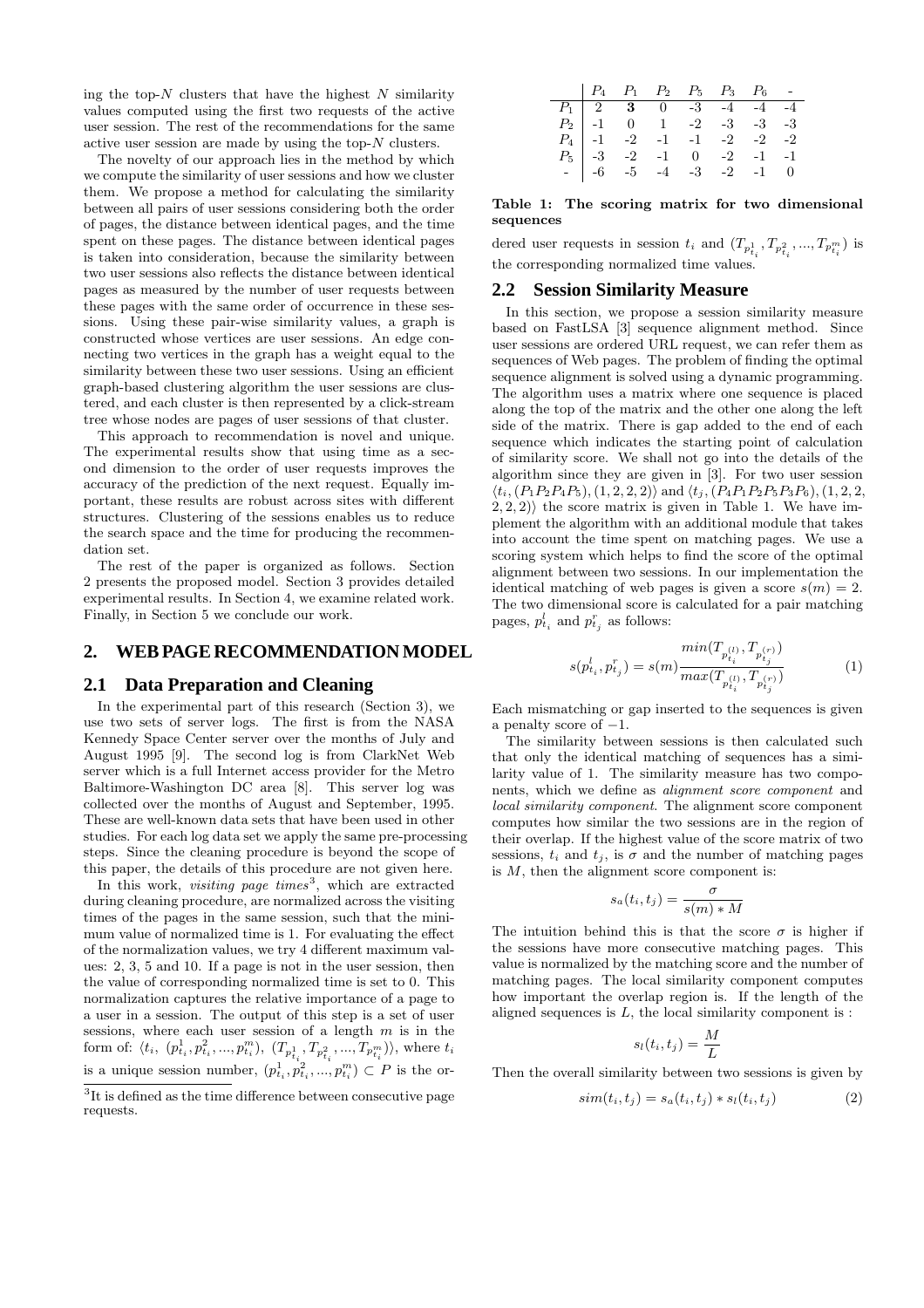ing the top-$N$ clusters that have the highest $N$ similarity values computed using the first two requests of the active user session. The rest of the recommendations for the same active user session are made by using the top-$N$ clusters.

The novelty of our approach lies in the method by which we compute the similarity of user sessions and how we cluster them. We propose a method for calculating the similarity between all pairs of user sessions considering both the order of pages, the distance between identical pages, and the time spent on these pages. The distance between identical pages is taken into consideration, because the similarity between two user sessions also reflects the distance between identical pages as measured by the number of user requests between these pages with the same order of occurrence in these sessions. Using these pair-wise similarity values, a graph is constructed whose vertices are user sessions. An edge connecting two vertices in the graph has a weight equal to the similarity between these two user sessions. Using an efficient graph-based clustering algorithm the user sessions are clustered, and each cluster is then represented by a click-stream tree whose nodes are pages of user sessions of that cluster.

This approach to recommendation is novel and unique. The experimental results show that using time as a second dimension to the order of user requests improves the accuracy of the prediction of the next request. Equally important, these results are robust across sites with different structures. Clustering of the sessions enables us to reduce the search space and the time for producing the recommendation set.

The rest of the paper is organized as follows. Section 2 presents the proposed model. Section 3 provides detailed experimental results. In Section 4, we examine related work. Finally, in Section 5 we conclude our work.

## 2. WEB PAGE RECOMMENDATION MODEL

### 2.1 Data Preparation and Cleaning

In the experimental part of this research (Section 3), we use two sets of server logs. The first is from the NASA Kennedy Space Center server over the months of July and August 1995 [9]. The second log is from ClarkNet Web server which is a full Internet access provider for the Metro Baltimore-Washington DC area [8]. This server log was collected over the months of August and September, 1995. These are well-known data sets that have been used in other studies. For each log data set we apply the same pre-processing steps. Since the cleaning procedure is beyond the scope of this paper, the details of this procedure are not given here.

In this work, *visiting page times*[3], which are extracted during cleaning procedure, are normalized across the visiting times of the pages in the same session, such that the minimum value of normalized time is 1. For evaluating the effect of the normalization values, we try 4 different maximum values: 2, 3, 5 and 10. If a page is not in the user session, then the value of corresponding normalized time is set to 0. This normalization captures the relative importance of a page to a user in a session. The output of this step is a set of user sessions, where each user session of a length $m$ is in the form of: $\langle t_i,\ (p^1_{t_i}, p^2_{t_i}, ..., p^m_{t_i}),\ (T_{p^1_{t_i}}, T_{p^2_{t_i}}, ..., T_{p^m_{t_i}})\rangle$, where $t_i$ is a unique session number, $(p^1_{t_i}, p^2_{t_i}, ..., p^m_{t_i}) \subset P$ is the ordered user requests in session $t_i$ and $(T_{p^1_{t_i}}, T_{p^2_{t_i}}, ..., T_{p^m_{t_i}})$ is the corresponding normalized time values.

[3]It is defined as the time difference between consecutive page requests.

| | $P_4$ | $P_1$ | $P_2$ | $P_5$ | $P_3$ | $P_6$ | - |
|---|---|---|---|---|---|---|---|
| $P_1$ | 2 | **3** | 0 | -3 | -4 | -4 | -4 |
| $P_2$ | -1 | 0 | 1 | -2 | -3 | -3 | -3 |
| $P_4$ | -1 | -2 | -1 | -1 | -2 | -2 | -2 |
| $P_5$ | -3 | -2 | -1 | 0 | -2 | -1 | -1 |
| - | -6 | -5 | -4 | -3 | -2 | -1 | 0 |

**Table 1: The scoring matrix for two dimensional sequences**

### 2.2 Session Similarity Measure

In this section, we propose a session similarity measure based on FastLSA [3] sequence alignment method. Since user sessions are ordered URL request, we can refer them as sequences of Web pages. The problem of finding the optimal sequence alignment is solved using a dynamic programming. The algorithm uses a matrix where one sequence is placed along the top of the matrix and the other one along the left side of the matrix. There is gap added to the end of each sequence which indicates the starting point of calculation of similarity score. We shall not go into the details of the algorithm since they are given in [3]. For two user session $\langle t_i, (P_1P_2P_4P_5), (1,2,2,2)\rangle$ and $\langle t_j, (P_4P_1P_2P_5P_3P_6), (1,2,2,2,2,2)\rangle$ the score matrix is given in Table 1. We have implement the algorithm with an additional module that takes into account the time spent on matching pages. We use a scoring system which helps to find the score of the optimal alignment between two sessions. In our implementation the identical matching of web pages is given a score $s(m) = 2$. The two dimensional score is calculated for a pair matching pages, $p^l_{t_i}$ and $p^r_{t_j}$ as follows:

$$s(p^l_{t_i}, p^r_{t_j}) = s(m)\frac{min(T_{p^{(l)}_{t_i}}, T_{p^{(r)}_{t_j}})}{max(T_{p^{(l)}_{t_i}}, T_{p^{(r)}_{t_j}})} \tag{1}$$

Each mismatching or gap inserted to the sequences is given a penalty score of $-1$.

The similarity between sessions is then calculated such that only the identical matching of sequences has a similarity value of 1. The similarity measure has two components, which we define as *alignment score component* and *local similarity component*. The alignment score component computes how similar the two sessions are in the region of their overlap. If the highest value of the score matrix of two sessions, $t_i$ and $t_j$, is $\sigma$ and the number of matching pages is $M$, then the alignment score component is:

$$s_a(t_i, t_j) = \frac{\sigma}{s(m) * M}$$

The intuition behind this is that the score $\sigma$ is higher if the sessions have more consecutive matching pages. This value is normalized by the matching score and the number of matching pages. The local similarity component computes how important the overlap region is. If the length of the aligned sequences is $L$, the local similarity component is :

$$s_l(t_i, t_j) = \frac{M}{L}$$

Then the overall similarity between two sessions is given by

$$sim(t_i, t_j) = s_a(t_i, t_j) * s_l(t_i, t_j) \tag{2}$$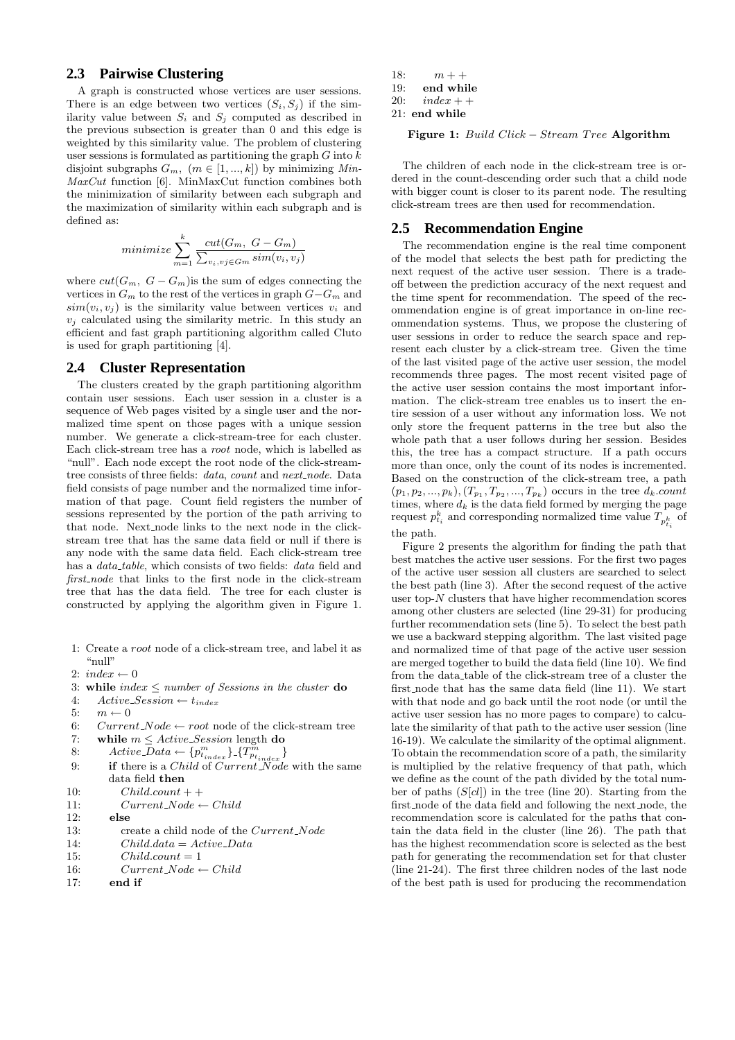## 2.3 Pairwise Clustering

A graph is constructed whose vertices are user sessions. There is an edge between two vertices $(S_i, S_j)$ if the similarity value between $S_i$ and $S_j$ computed as described in the previous subsection is greater than 0 and this edge is weighted by this similarity value. The problem of clustering user sessions is formulated as partitioning the graph $G$ into $k$ disjoint subgraphs $G_m$, $(m \in [1, ..., k])$ by minimizing *Min-MaxCut* function [6]. MinMaxCut function combines both the minimization of similarity between each subgraph and the maximization of similarity within each subgraph and is defined as:

$$minimize \sum_{m=1}^{k} \frac{cut(G_m,\ G - G_m)}{\sum_{v_i, v_j \in G_m} sim(v_i, v_j)}$$

where $cut(G_m,\ G - G_m)$is the sum of edges connecting the vertices in $G_m$ to the rest of the vertices in graph $G - G_m$ and $sim(v_i, v_j)$ is the similarity value between vertices $v_i$ and $v_j$ calculated using the similarity metric. In this study an efficient and fast graph partitioning algorithm called Cluto is used for graph partitioning [4].

## 2.4 Cluster Representation

The clusters created by the graph partitioning algorithm contain user sessions. Each user session in a cluster is a sequence of Web pages visited by a single user and the normalized time spent on those pages with a unique session number. We generate a click-stream-tree for each cluster. Each click-stream tree has a *root* node, which is labelled as "null". Each node except the root node of the click-stream-tree consists of three fields: *data*, *count* and *next_node*. Data field consists of page number and the normalized time information of that page. Count field registers the number of sessions represented by the portion of the path arriving to that node. Next_node links to the next node in the click-stream tree that has the same data field or null if there is any node with the same data field. Each click-stream tree has a *data_table*, which consists of two fields: *data* field and *first_node* that links to the first node in the click-stream tree that has the data field. The tree for each cluster is constructed by applying the algorithm given in Figure 1.

1: Create a *root* node of a click-stream tree, and label it as "null"
2: $index \leftarrow 0$
3: **while** $index \leq$ *number of Sessions in the cluster* **do**
4: $\quad Active\_Session \leftarrow t_{index}$
5: $\quad m \leftarrow 0$
6: $\quad Current\_Node \leftarrow root$ node of the click-stream tree
7: $\quad$ **while** $m \leq Active\_Session$ length **do**
8: $\quad\quad Active\_Data \leftarrow \{p^m_{t_{index}}\}$-$\{T^m_{p_{t_{index}}}\}$
9: $\quad\quad$ **if** there is a $Child$ of $Current\_Node$ with the same data field **then**
10: $\quad\quad\quad Child.count++$
11: $\quad\quad\quad Current\_Node \leftarrow Child$
12: $\quad\quad$ **else**
13: $\quad\quad\quad$ create a child node of the $Current\_Node$
14: $\quad\quad\quad Child.data = Active\_Data$
15: $\quad\quad\quad Child.count = 1$
16: $\quad\quad\quad Current\_Node \leftarrow Child$
17: $\quad\quad$ **end if**
18: $\quad\quad m++$
19: $\quad$ **end while**
20: $\quad index++$
21: **end while**

**Figure 1:** *Build Click − Stream Tree* **Algorithm**

The children of each node in the click-stream tree is ordered in the count-descending order such that a child node with bigger count is closer to its parent node. The resulting click-stream trees are then used for recommendation.

## 2.5 Recommendation Engine

The recommendation engine is the real time component of the model that selects the best path for predicting the next request of the active user session. There is a trade-off between the prediction accuracy of the next request and the time spent for recommendation. The speed of the recommendation engine is of great importance in on-line recommendation systems. Thus, we propose the clustering of user sessions in order to reduce the search space and represent each cluster by a click-stream tree. Given the time of the last visited page of the active user session, the model recommends three pages. The most recent visited page of the active user session contains the most important information. The click-stream tree enables us to insert the entire session of a user without any information loss. We not only store the frequent patterns in the tree but also the whole path that a user follows during her session. Besides this, the tree has a compact structure. If a path occurs more than once, only the count of its nodes is incremented. Based on the construction of the click-stream tree, a path $(p_1, p_2, ..., p_k), (T_{p_1}, T_{p_2}, ..., T_{p_k})$ occurs in the tree $d_k.count$ times, where $d_k$ is the data field formed by merging the page request $p^k_{t_i}$ and corresponding normalized time value $T_{p^k_{t_i}}$ of the path.

Figure 2 presents the algorithm for finding the path that best matches the active user sessions. For the first two pages of the active user session all clusters are searched to select the best path (line 3). After the second request of the active user top-$N$ clusters that have higher recommendation scores among other clusters are selected (line 29-31) for producing further recommendation sets (line 5). To select the best path we use a backward stepping algorithm. The last visited page and normalized time of that page of the active user session are merged together to build the data field (line 10). We find from the data_table of the click-stream tree of a cluster the first_node that has the same data field (line 11). We start with that node and go back until the root node (or until the active user session has no more pages to compare) to calculate the similarity of that path to the active user session (line 16-19). We calculate the similarity of the optimal alignment. To obtain the recommendation score of a path, the similarity is multiplied by the relative frequency of that path, which we define as the count of the path divided by the total number of paths ($S[cl]$) in the tree (line 20). Starting from the first_node of the data field and following the next_node, the recommendation score is calculated for the paths that contain the data field in the cluster (line 26). The path that has the highest recommendation score is selected as the best path for generating the recommendation set for that cluster (line 21-24). The first three children nodes of the last node of the best path is used for producing the recommendation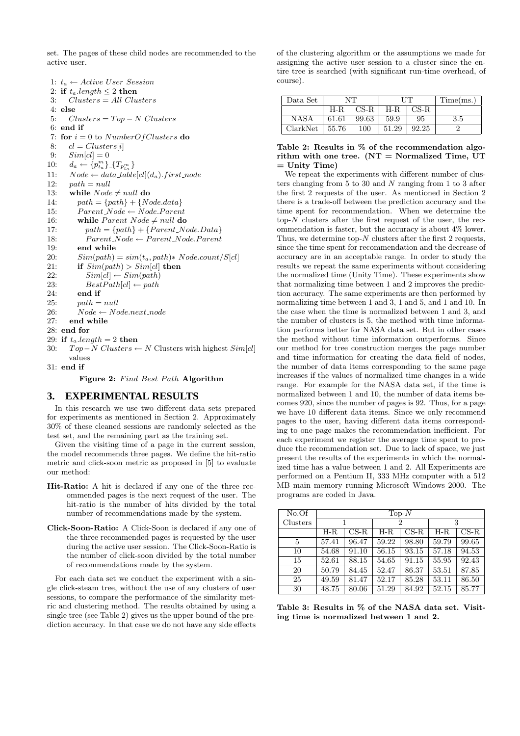set. The pages of these child nodes are recommended to the active user.

```
1: t_a ← Active User Session
2: if t_a.length ≤ 2 then
3:    Clusters = All Clusters
4: else
5:    Clusters = Top − N Clusters
6: end if
7: for i = 0 to NumberOfClusters do
8:    cl = Clusters[i]
9:    Sim[cl] = 0
10:   d_a ← {p^m_{t_a}}_{T_{p^m_{t_a}}}
11:   Node ← data_table[cl](d_a).first_node
12:   path = null
13:   while Node ≠ null do
14:      path = {path} + {Node.data}
15:      Parent_Node ← Node.Parent
16:      while Parent_Node ≠ null do
17:         path = {path} + {Parent_Node.Data}
18:         Parent_Node ← Parent_Node.Parent
19:      end while
20:      Sim(path) = sim(t_a, path) * Node.count/S[cl]
21:      if Sim(path) > Sim[cl] then
22:         Sim[cl] ← Sim(path)
23:         BestPath[cl] ← path
24:      end if
25:      path = null
26:      Node ← Node.next_node
27:   end while
28: end for
29: if t_a.length = 2 then
30:    Top−N Clusters ← N Clusters with highest Sim[cl] values
31: end if
```

**Figure 2:** *Find Best Path* **Algorithm**

## 3. EXPERIMENTAL RESULTS

In this research we use two different data sets prepared for experiments as mentioned in Section 2. Approximately 30% of these cleaned sessions are randomly selected as the test set, and the remaining part as the training set.

Given the visiting time of a page in the current session, the model recommends three pages. We define the hit-ratio metric and click-soon metric as proposed in [5] to evaluate our method:

**Hit-Ratio:** A hit is declared if any one of the three recommended pages is the next request of the user. The hit-ratio is the number of hits divided by the total number of recommendations made by the system.

**Click-Soon-Ratio:** A Click-Soon is declared if any one of the three recommended pages is requested by the user during the active user session. The Click-Soon-Ratio is the number of click-soon divided by the total number of recommendations made by the system.

For each data set we conduct the experiment with a single click-steam tree, without the use of any clusters of user sessions, to compare the performance of the similarity metric and clustering method. The results obtained by using a single tree (see Table 2) gives us the upper bound of the prediction accuracy. In that case we do not have any side effects of the clustering algorithm or the assumptions we made for assigning the active user session to a cluster since the entire tree is searched (with significant run-time overhead, of course).

| Data Set | NT | | UT | | Time(ms.) |
|---|---|---|---|---|---|
| | H-R | CS-R | H-R | CS-R | |
| NASA | 61.61 | 99.63 | 59.9 | 95 | 3.5 |
| ClarkNet | 55.76 | 100 | 51.29 | 92.25 | 2 |

**Table 2: Results in % of the recommendation algorithm with one tree. (NT = Normalized Time, UT = Unity Time)**

We repeat the experiments with different number of clusters changing from 5 to 30 and $N$ ranging from 1 to 3 after the first 2 requests of the user. As mentioned in Section 2 there is a trade-off between the prediction accuracy and the time spent for recommendation. When we determine the top-$N$ clusters after the first request of the user, the recommendation is faster, but the accuracy is about 4% lower. Thus, we determine top-$N$ clusters after the first 2 requests, since the time spent for recommendation and the decrease of accuracy are in an acceptable range. In order to study the results we repeat the same experiments without considering the normalized time (Unity Time). These experiments show that normalizing time between 1 and 2 improves the prediction accuracy. The same experiments are then performed by normalizing time between 1 and 3, 1 and 5, and 1 and 10. In the case when the time is normalized between 1 and 3, and the number of clusters is 5, the method with time information performs better for NASA data set. But in other cases the method without time information outperforms. Since our method for tree construction merges the page number and time information for creating the data field of nodes, the number of data items corresponding to the same page increases if the values of normalized time changes in a wide range. For example for the NASA data set, if the time is normalized between 1 and 10, the number of data items becomes 920, since the number of pages is 92. Thus, for a page we have 10 different data items. Since we only recommend pages to the user, having different data items corresponding to one page makes the recommendation inefficient. For each experiment we register the average time spent to produce the recommendation set. Due to lack of space, we just present the results of the experiments in which the normalized time has a value between 1 and 2. All Experiments are performed on a Pentium II, 333 MHz computer with a 512 MB main memory running Microsoft Windows 2000. The programs are coded in Java.

| No.Of Clusters | Top-$N$ | | | | | |
|---|---|---|---|---|---|---|
| | 1 | | 2 | | 3 | |
| | H-R | CS-R | H-R | CS-R | H-R | CS-R |
| 5 | 57.41 | 96.47 | 59.22 | 98.80 | 59.79 | 99.65 |
| 10 | 54.68 | 91.10 | 56.15 | 93.15 | 57.18 | 94.53 |
| 15 | 52.61 | 88.15 | 54.65 | 91.15 | 55.95 | 92.43 |
| 20 | 50.79 | 84.45 | 52.47 | 86.37 | 53.51 | 87.85 |
| 25 | 49.59 | 81.47 | 52.17 | 85.28 | 53.11 | 86.50 |
| 30 | 48.75 | 80.06 | 51.29 | 84.92 | 52.15 | 85.77 |

**Table 3: Results in % of the NASA data set. Visiting time is normalized between 1 and 2.**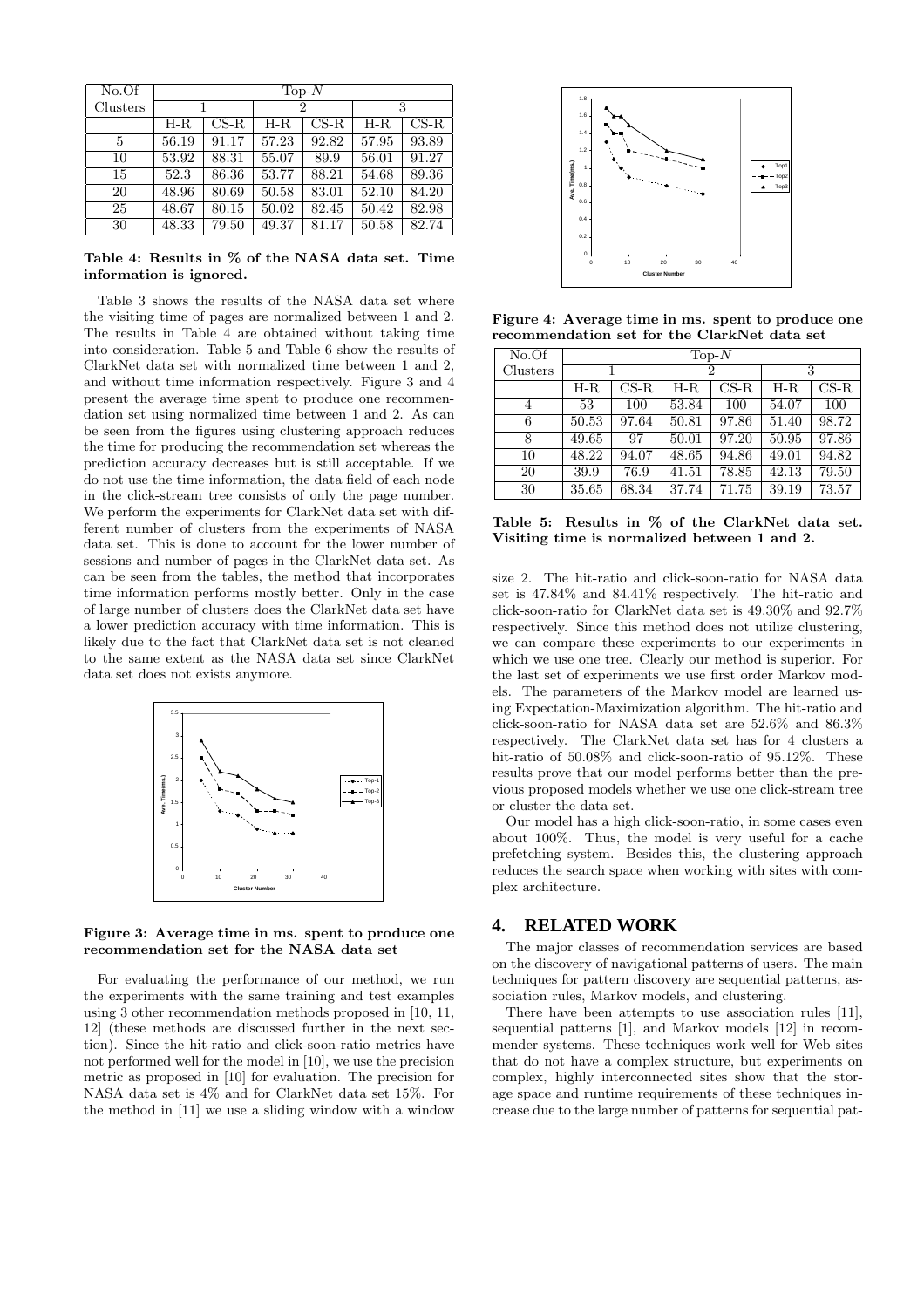| No.Of Clusters | Top-$N$ | | | | | |
|---|---|---|---|---|---|---|
| | 1 | | 2 | | 3 | |
| | H-R | CS-R | H-R | CS-R | H-R | CS-R |
| 5 | 56.19 | 91.17 | 57.23 | 92.82 | 57.95 | 93.89 |
| 10 | 53.92 | 88.31 | 55.07 | 89.9 | 56.01 | 91.27 |
| 15 | 52.3 | 86.36 | 53.77 | 88.21 | 54.68 | 89.36 |
| 20 | 48.96 | 80.69 | 50.58 | 83.01 | 52.10 | 84.20 |
| 25 | 48.67 | 80.15 | 50.02 | 82.45 | 50.42 | 82.98 |
| 30 | 48.33 | 79.50 | 49.37 | 81.17 | 50.58 | 82.74 |

**Table 4: Results in % of the NASA data set. Time information is ignored.**

Table 3 shows the results of the NASA data set where the visiting time of pages are normalized between 1 and 2. The results in Table 4 are obtained without taking time into consideration. Table 5 and Table 6 show the results of ClarkNet data set with normalized time between 1 and 2, and without time information respectively. Figure 3 and 4 present the average time spent to produce one recommendation set using normalized time between 1 and 2. As can be seen from the figures using clustering approach reduces the time for producing the recommendation set whereas the prediction accuracy decreases but is still acceptable. If we do not use the time information, the data field of each node in the click-stream tree consists of only the page number. We perform the experiments for ClarkNet data set with different number of clusters from the experiments of NASA data set. This is done to account for the lower number of sessions and number of pages in the ClarkNet data set. As can be seen from the tables, the method that incorporates time information performs mostly better. Only in the case of large number of clusters does the ClarkNet data set have a lower prediction accuracy with time information. This is likely due to the fact that ClarkNet data set is not cleaned to the same extent as the NASA data set since ClarkNet data set does not exists anymore.

**Figure 3: Average time in ms. spent to produce one recommendation set for the NASA data set**

For evaluating the performance of our method, we run the experiments with the same training and test examples using 3 other recommendation methods proposed in [10, 11, 12] (these methods are discussed further in the next section). Since the hit-ratio and click-soon-ratio metrics have not performed well for the model in [10], we use the precision metric as proposed in [10] for evaluation. The precision for NASA data set is 4% and for ClarkNet data set 15%. For the method in [11] we use a sliding window with a window size 2. The hit-ratio and click-soon-ratio for NASA data set is 47.84% and 84.41% respectively. The hit-ratio and click-soon-ratio for ClarkNet data set is 49.30% and 92.7% respectively. Since this method does not utilize clustering, we can compare these experiments to our experiments in which we use one tree. Clearly our method is superior. For the last set of experiments we use first order Markov models. The parameters of the Markov model are learned using Expectation-Maximization algorithm. The hit-ratio and click-soon-ratio for NASA data set are 52.6% and 86.3% respectively. The ClarkNet data set has for 4 clusters a hit-ratio of 50.08% and click-soon-ratio of 95.12%. These results prove that our model performs better than the previous proposed models whether we use one click-stream tree or cluster the data set.

**Figure 4: Average time in ms. spent to produce one recommendation set for the ClarkNet data set**

| No.Of Clusters | Top-$N$ | | | | | |
|---|---|---|---|---|---|---|
| | 1 | | 2 | | 3 | |
| | H-R | CS-R | H-R | CS-R | H-R | CS-R |
| 4 | 53 | 100 | 53.84 | 100 | 54.07 | 100 |
| 6 | 50.53 | 97.64 | 50.81 | 97.86 | 51.40 | 98.72 |
| 8 | 49.65 | 97 | 50.01 | 97.20 | 50.95 | 97.86 |
| 10 | 48.22 | 94.07 | 48.65 | 94.86 | 49.01 | 94.82 |
| 20 | 39.9 | 76.9 | 41.51 | 78.85 | 42.13 | 79.50 |
| 30 | 35.65 | 68.34 | 37.74 | 71.75 | 39.19 | 73.57 |

**Table 5: Results in % of the ClarkNet data set. Visiting time is normalized between 1 and 2.**

Our model has a high click-soon-ratio, in some cases even about 100%. Thus, the model is very useful for a cache prefetching system. Besides this, the clustering approach reduces the search space when working with sites with complex architecture.

# 4. RELATED WORK

The major classes of recommendation services are based on the discovery of navigational patterns of users. The main techniques for pattern discovery are sequential patterns, association rules, Markov models, and clustering.

There have been attempts to use association rules [11], sequential patterns [1], and Markov models [12] in recommender systems. These techniques work well for Web sites that do not have a complex structure, but experiments on complex, highly interconnected sites show that the storage space and runtime requirements of these techniques increase due to the large number of patterns for sequential pat-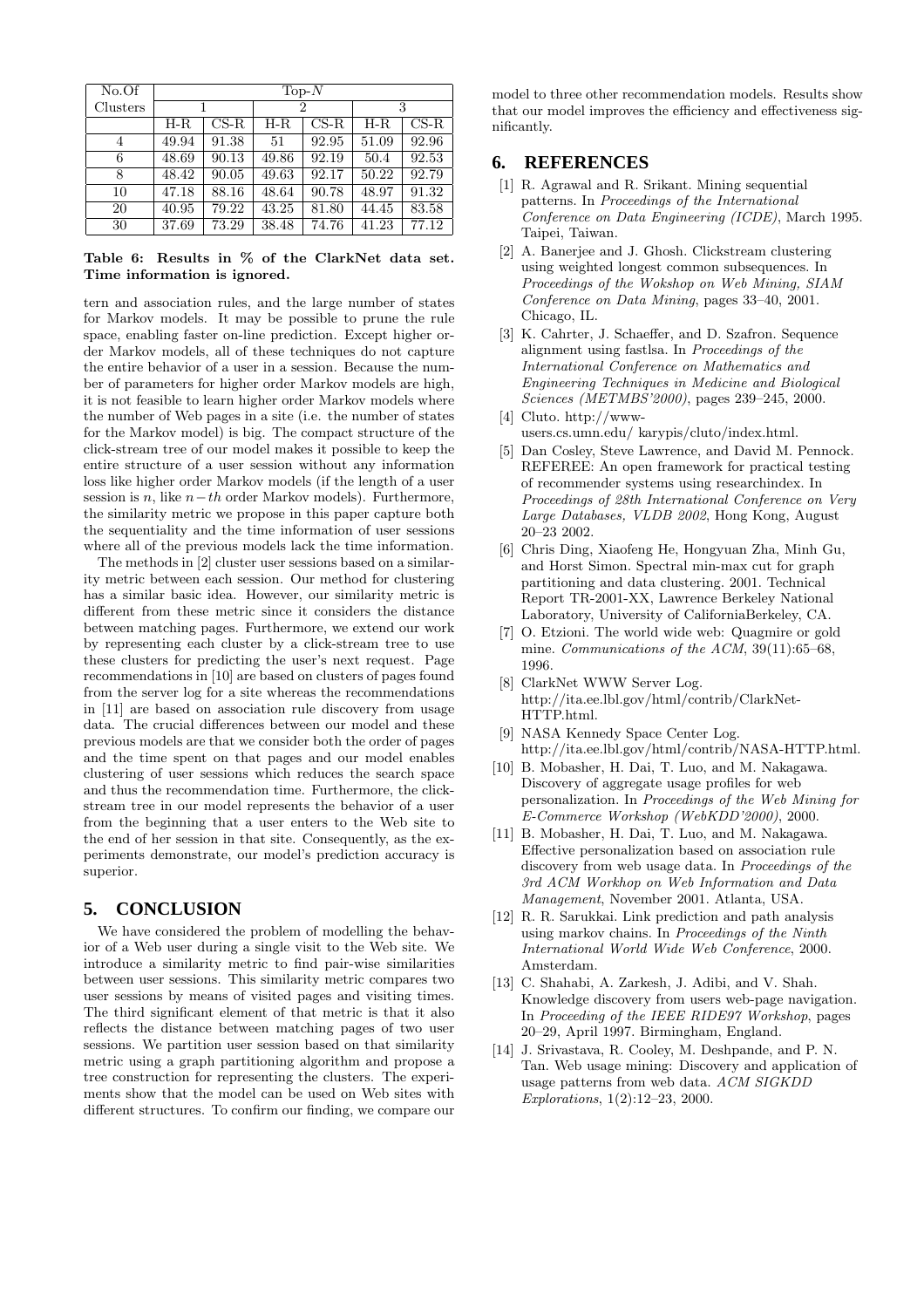| No.Of | Top-$N$ | | | | | |
|---|---|---|---|---|---|---|
| Clusters | 1 | | 2 | | 3 | |
| | H-R | CS-R | H-R | CS-R | H-R | CS-R |
| 4 | 49.94 | 91.38 | 51 | 92.95 | 51.09 | 92.96 |
| 6 | 48.69 | 90.13 | 49.86 | 92.19 | 50.4 | 92.53 |
| 8 | 48.42 | 90.05 | 49.63 | 92.17 | 50.22 | 92.79 |
| 10 | 47.18 | 88.16 | 48.64 | 90.78 | 48.97 | 91.32 |
| 20 | 40.95 | 79.22 | 43.25 | 81.80 | 44.45 | 83.58 |
| 30 | 37.69 | 73.29 | 38.48 | 74.76 | 41.23 | 77.12 |

**Table 6: Results in % of the ClarkNet data set. Time information is ignored.**

tern and association rules, and the large number of states for Markov models. It may be possible to prune the rule space, enabling faster on-line prediction. Except higher order Markov models, all of these techniques do not capture the entire behavior of a user in a session. Because the number of parameters for higher order Markov models are high, it is not feasible to learn higher order Markov models where the number of Web pages in a site (i.e. the number of states for the Markov model) is big. The compact structure of the click-stream tree of our model makes it possible to keep the entire structure of a user session without any information loss like higher order Markov models (if the length of a user session is $n$, like $n-th$ order Markov models). Furthermore, the similarity metric we propose in this paper capture both the sequentiality and the time information of user sessions where all of the previous models lack the time information.

The methods in [2] cluster user sessions based on a similarity metric between each session. Our method for clustering has a similar basic idea. However, our similarity metric is different from these metric since it considers the distance between matching pages. Furthermore, we extend our work by representing each cluster by a click-stream tree to use these clusters for predicting the user's next request. Page recommendations in [10] are based on clusters of pages found from the server log for a site whereas the recommendations in [11] are based on association rule discovery from usage data. The crucial differences between our model and these previous models are that we consider both the order of pages and the time spent on that pages and our model enables clustering of user sessions which reduces the search space and thus the recommendation time. Furthermore, the click-stream tree in our model represents the behavior of a user from the beginning that a user enters to the Web site to the end of her session in that site. Consequently, as the experiments demonstrate, our model's prediction accuracy is superior.

## 5. CONCLUSION

We have considered the problem of modelling the behavior of a Web user during a single visit to the Web site. We introduce a similarity metric to find pair-wise similarities between user sessions. This similarity metric compares two user sessions by means of visited pages and visiting times. The third significant element of that metric is that it also reflects the distance between matching pages of two user sessions. We partition user session based on that similarity metric using a graph partitioning algorithm and propose a tree construction for representing the clusters. The experiments show that the model can be used on Web sites with different structures. To confirm our finding, we compare our model to three other recommendation models. Results show that our model improves the efficiency and effectiveness significantly.

## 6. REFERENCES

[1] R. Agrawal and R. Srikant. Mining sequential patterns. In *Proceedings of the International Conference on Data Engineering (ICDE)*, March 1995. Taipei, Taiwan.

[2] A. Banerjee and J. Ghosh. Clickstream clustering using weighted longest common subsequences. In *Proceedings of the Wokshop on Web Mining, SIAM Conference on Data Mining*, pages 33–40, 2001. Chicago, IL.

[3] K. Cahrter, J. Schaeffer, and D. Szafron. Sequence alignment using fastlsa. In *Proceedings of the International Conference on Mathematics and Engineering Techniques in Medicine and Biological Sciences (METMBS'2000)*, pages 239–245, 2000.

[4] Cluto. http://www-users.cs.umn.edu/ karypis/cluto/index.html.

[5] Dan Cosley, Steve Lawrence, and David M. Pennock. REFEREE: An open framework for practical testing of recommender systems using researchindex. In *Proceedings of 28th International Conference on Very Large Databases, VLDB 2002*, Hong Kong, August 20–23 2002.

[6] Chris Ding, Xiaofeng He, Hongyuan Zha, Minh Gu, and Horst Simon. Spectral min-max cut for graph partitioning and data clustering. 2001. Technical Report TR-2001-XX, Lawrence Berkeley National Laboratory, University of CaliforniaBerkeley, CA.

[7] O. Etzioni. The world wide web: Quagmire or gold mine. *Communications of the ACM*, 39(11):65–68, 1996.

[8] ClarkNet WWW Server Log. http://ita.ee.lbl.gov/html/contrib/ClarkNet-HTTP.html.

[9] NASA Kennedy Space Center Log. http://ita.ee.lbl.gov/html/contrib/NASA-HTTP.html.

[10] B. Mobasher, H. Dai, T. Luo, and M. Nakagawa. Discovery of aggregate usage profiles for web personalization. In *Proceedings of the Web Mining for E-Commerce Workshop (WebKDD'2000)*, 2000.

[11] B. Mobasher, H. Dai, T. Luo, and M. Nakagawa. Effective personalization based on association rule discovery from web usage data. In *Proceedings of the 3rd ACM Workhop on Web Information and Data Management*, November 2001. Atlanta, USA.

[12] R. R. Sarukkai. Link prediction and path analysis using markov chains. In *Proceedings of the Ninth International World Wide Web Conference*, 2000. Amsterdam.

[13] C. Shahabi, A. Zarkesh, J. Adibi, and V. Shah. Knowledge discovery from users web-page navigation. In *Proceeding of the IEEE RIDE97 Workshop*, pages 20–29, April 1997. Birmingham, England.

[14] J. Srivastava, R. Cooley, M. Deshpande, and P. N. Tan. Web usage mining: Discovery and application of usage patterns from web data. *ACM SIGKDD Explorations*, 1(2):12–23, 2000.